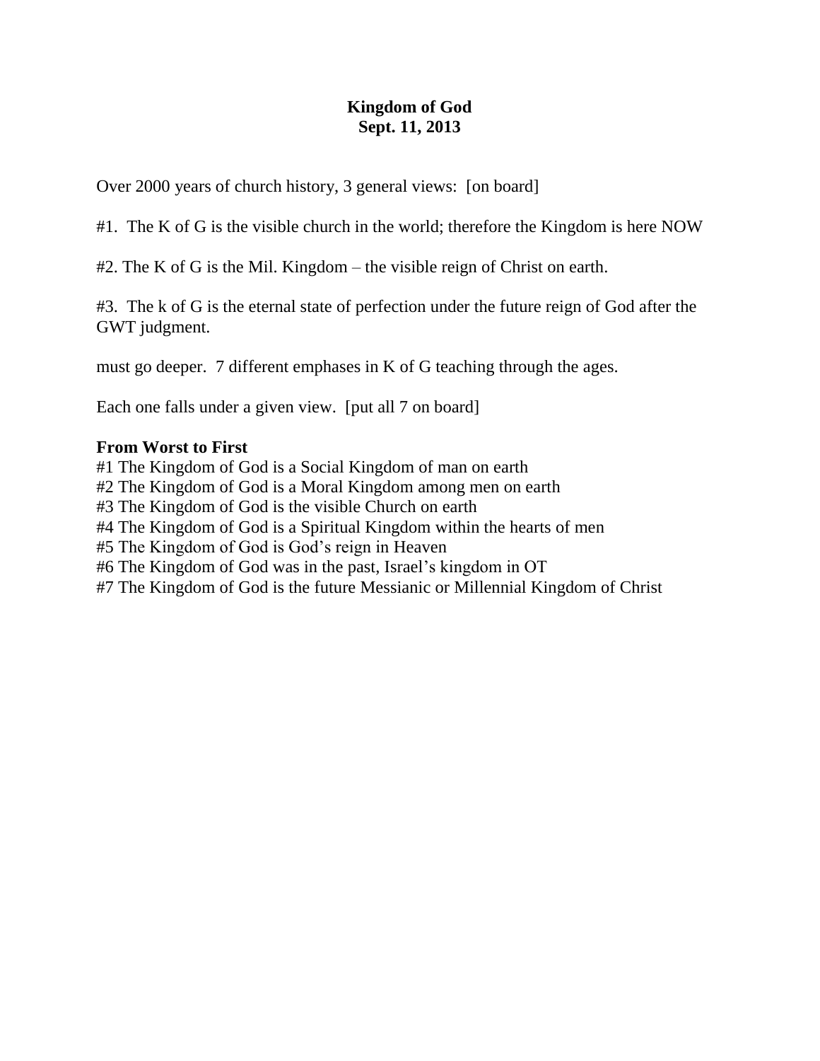**Kingdom of God**
**Sept. 11, 2013**

Over 2000 years of church history, 3 general views: [on board]

#1. The K of G is the visible church in the world; therefore the Kingdom is here NOW

#2. The K of G is the Mil. Kingdom – the visible reign of Christ on earth.

#3. The k of G is the eternal state of perfection under the future reign of God after the GWT judgment.

must go deeper. 7 different emphases in K of G teaching through the ages.

Each one falls under a given view. [put all 7 on board]

**From Worst to First**

#1 The Kingdom of God is a Social Kingdom of man on earth
#2 The Kingdom of God is a Moral Kingdom among men on earth
#3 The Kingdom of God is the visible Church on earth
#4 The Kingdom of God is a Spiritual Kingdom within the hearts of men
#5 The Kingdom of God is God's reign in Heaven
#6 The Kingdom of God was in the past, Israel's kingdom in OT
#7 The Kingdom of God is the future Messianic or Millennial Kingdom of Christ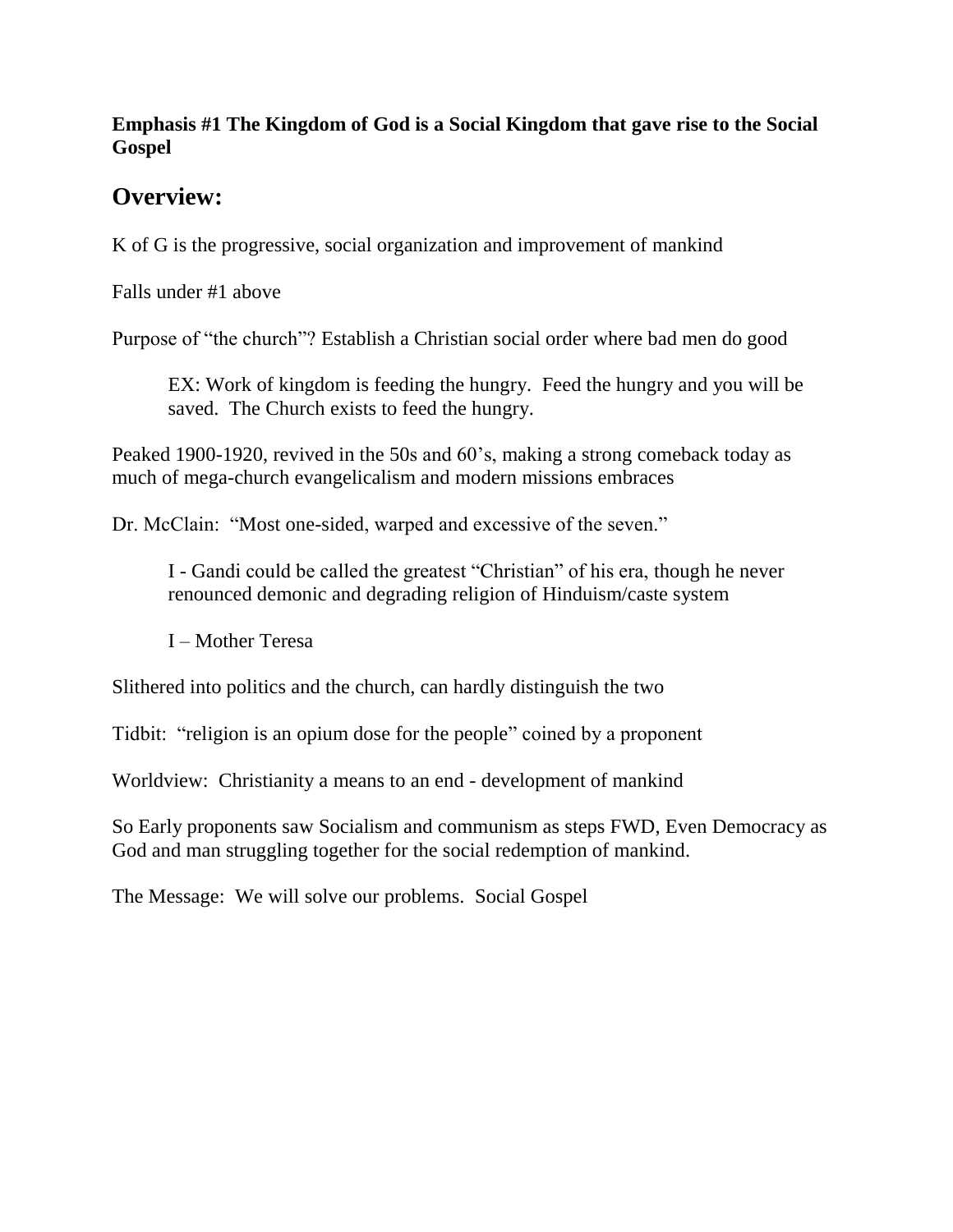**Emphasis #1 The Kingdom of God is a Social Kingdom that gave rise to the Social Gospel**

## Overview:

K of G is the progressive, social organization and improvement of mankind

Falls under #1 above

Purpose of "the church"? Establish a Christian social order where bad men do good

> EX: Work of kingdom is feeding the hungry. Feed the hungry and you will be saved. The Church exists to feed the hungry.

Peaked 1900-1920, revived in the 50s and 60's, making a strong comeback today as much of mega-church evangelicalism and modern missions embraces

Dr. McClain: "Most one-sided, warped and excessive of the seven."

> I - Gandi could be called the greatest "Christian" of his era, though he never renounced demonic and degrading religion of Hinduism/caste system
>
> I – Mother Teresa

Slithered into politics and the church, can hardly distinguish the two

Tidbit: "religion is an opium dose for the people" coined by a proponent

Worldview: Christianity a means to an end - development of mankind

So Early proponents saw Socialism and communism as steps FWD, Even Democracy as God and man struggling together for the social redemption of mankind.

The Message: We will solve our problems. Social Gospel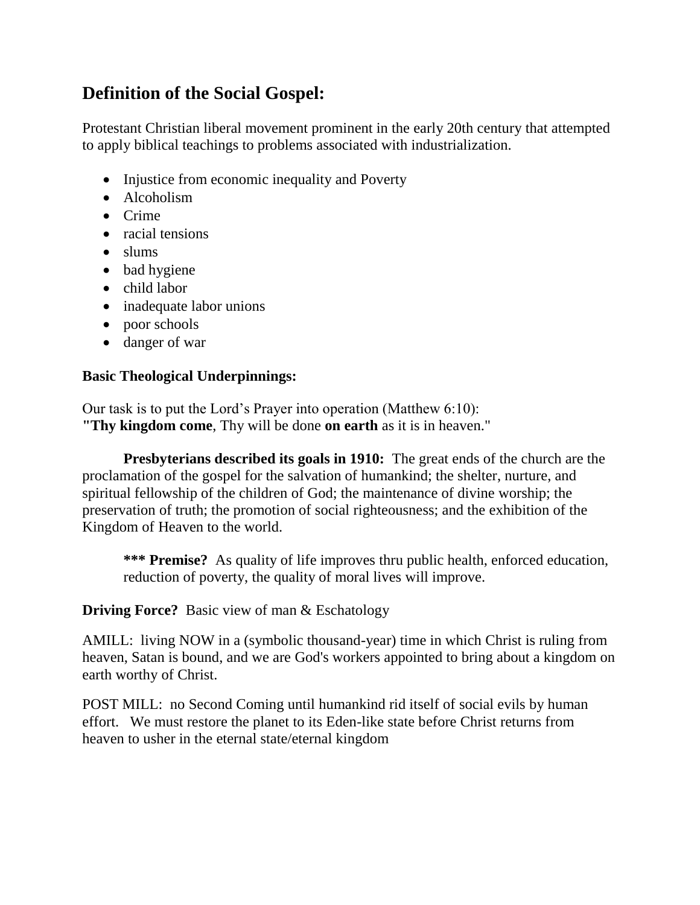## Definition of the Social Gospel:

Protestant Christian liberal movement prominent in the early 20th century that attempted to apply biblical teachings to problems associated with industrialization.

- Injustice from economic inequality and Poverty
- Alcoholism
- Crime
- racial tensions
- slums
- bad hygiene
- child labor
- inadequate labor unions
- poor schools
- danger of war

**Basic Theological Underpinnings:**

Our task is to put the Lord's Prayer into operation (Matthew 6:10):
**"Thy kingdom come**, Thy will be done **on earth** as it is in heaven."

> **Presbyterians described its goals in 1910:** The great ends of the church are the proclamation of the gospel for the salvation of humankind; the shelter, nurture, and spiritual fellowship of the children of God; the maintenance of divine worship; the preservation of truth; the promotion of social righteousness; and the exhibition of the Kingdom of Heaven to the world.
>
> **\*\*\* Premise?** As quality of life improves thru public health, enforced education, reduction of poverty, the quality of moral lives will improve.

**Driving Force?** Basic view of man & Eschatology

AMILL: living NOW in a (symbolic thousand-year) time in which Christ is ruling from heaven, Satan is bound, and we are God's workers appointed to bring about a kingdom on earth worthy of Christ.

POST MILL: no Second Coming until humankind rid itself of social evils by human effort. We must restore the planet to its Eden-like state before Christ returns from heaven to usher in the eternal state/eternal kingdom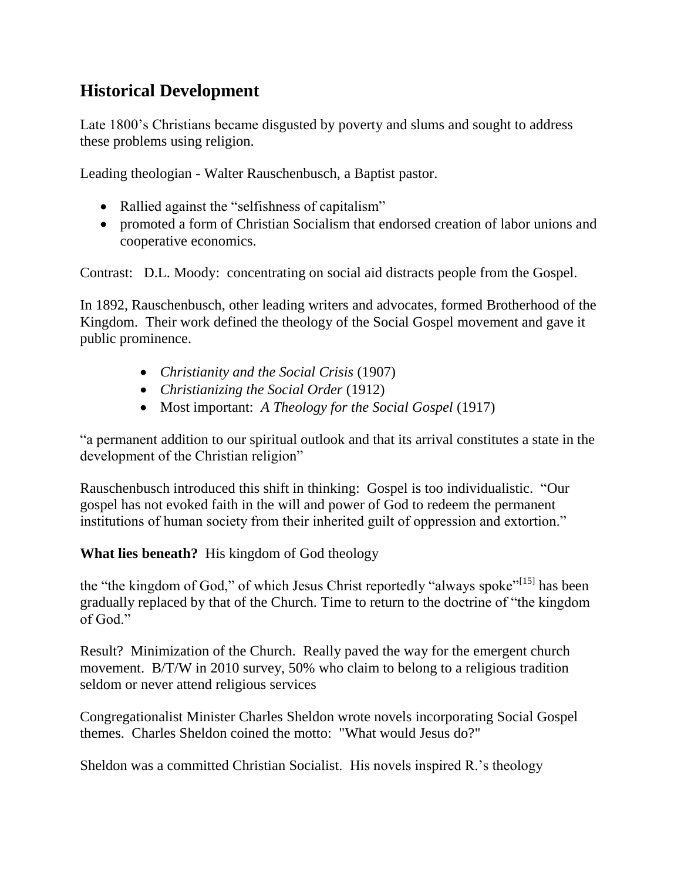## Historical Development

Late 1800's Christians became disgusted by poverty and slums and sought to address these problems using religion.

Leading theologian - Walter Rauschenbusch, a Baptist pastor.

- Rallied against the "selfishness of capitalism"
- promoted a form of Christian Socialism that endorsed creation of labor unions and cooperative economics.

Contrast: D.L. Moody: concentrating on social aid distracts people from the Gospel.

In 1892, Rauschenbusch, other leading writers and advocates, formed Brotherhood of the Kingdom. Their work defined the theology of the Social Gospel movement and gave it public prominence.

- *Christianity and the Social Crisis* (1907)
- *Christianizing the Social Order* (1912)
- Most important: *A Theology for the Social Gospel* (1917)

"a permanent addition to our spiritual outlook and that its arrival constitutes a state in the development of the Christian religion"

Rauschenbusch introduced this shift in thinking: Gospel is too individualistic. "Our gospel has not evoked faith in the will and power of God to redeem the permanent institutions of human society from their inherited guilt of oppression and extortion."

**What lies beneath?** His kingdom of God theology

the "the kingdom of God," of which Jesus Christ reportedly "always spoke"[15] has been gradually replaced by that of the Church. Time to return to the doctrine of "the kingdom of God."

Result? Minimization of the Church. Really paved the way for the emergent church movement. B/T/W in 2010 survey, 50% who claim to belong to a religious tradition seldom or never attend religious services

Congregationalist Minister Charles Sheldon wrote novels incorporating Social Gospel themes. Charles Sheldon coined the motto: "What would Jesus do?"

Sheldon was a committed Christian Socialist. His novels inspired R.'s theology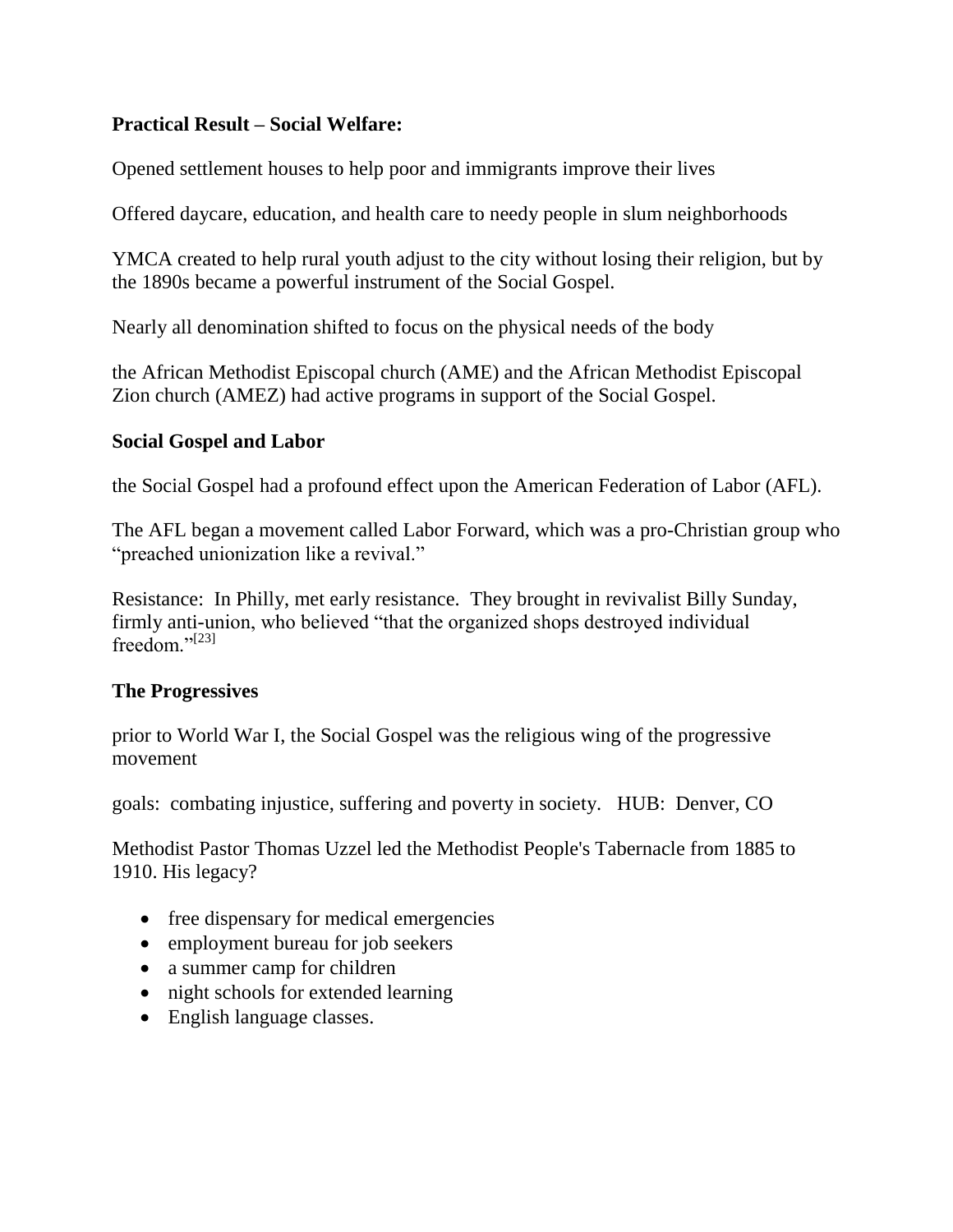**Practical Result – Social Welfare:**

Opened settlement houses to help poor and immigrants improve their lives

Offered daycare, education, and health care to needy people in slum neighborhoods

YMCA created to help rural youth adjust to the city without losing their religion, but by the 1890s became a powerful instrument of the Social Gospel.

Nearly all denomination shifted to focus on the physical needs of the body

the African Methodist Episcopal church (AME) and the African Methodist Episcopal Zion church (AMEZ) had active programs in support of the Social Gospel.

**Social Gospel and Labor**

the Social Gospel had a profound effect upon the American Federation of Labor (AFL).

The AFL began a movement called Labor Forward, which was a pro-Christian group who "preached unionization like a revival."

Resistance: In Philly, met early resistance. They brought in revivalist Billy Sunday, firmly anti-union, who believed "that the organized shops destroyed individual freedom."[23]

**The Progressives**

prior to World War I, the Social Gospel was the religious wing of the progressive movement

goals: combating injustice, suffering and poverty in society. HUB: Denver, CO

Methodist Pastor Thomas Uzzel led the Methodist People's Tabernacle from 1885 to 1910. His legacy?

- free dispensary for medical emergencies
- employment bureau for job seekers
- a summer camp for children
- night schools for extended learning
- English language classes.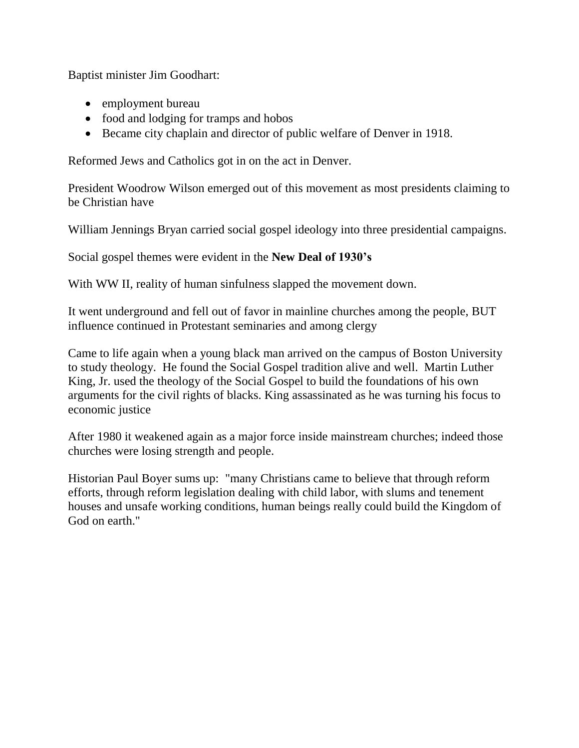Baptist minister Jim Goodhart:

- employment bureau
- food and lodging for tramps and hobos
- Became city chaplain and director of public welfare of Denver in 1918.

Reformed Jews and Catholics got in on the act in Denver.

President Woodrow Wilson emerged out of this movement as most presidents claiming to be Christian have

William Jennings Bryan carried social gospel ideology into three presidential campaigns.

Social gospel themes were evident in the **New Deal of 1930's**

With WW II, reality of human sinfulness slapped the movement down.

It went underground and fell out of favor in mainline churches among the people, BUT influence continued in Protestant seminaries and among clergy

Came to life again when a young black man arrived on the campus of Boston University to study theology. He found the Social Gospel tradition alive and well. Martin Luther King, Jr. used the theology of the Social Gospel to build the foundations of his own arguments for the civil rights of blacks. King assassinated as he was turning his focus to economic justice

After 1980 it weakened again as a major force inside mainstream churches; indeed those churches were losing strength and people.

Historian Paul Boyer sums up: "many Christians came to believe that through reform efforts, through reform legislation dealing with child labor, with slums and tenement houses and unsafe working conditions, human beings really could build the Kingdom of God on earth."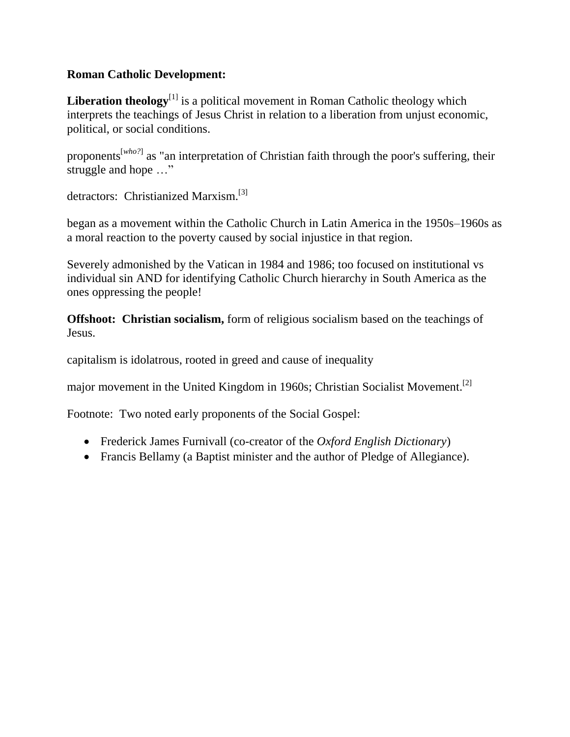**Roman Catholic Development:**

**Liberation theology**[1] is a political movement in Roman Catholic theology which interprets the teachings of Jesus Christ in relation to a liberation from unjust economic, political, or social conditions.

proponents[*who?*] as "an interpretation of Christian faith through the poor's suffering, their struggle and hope …"

detractors: Christianized Marxism.[3]

began as a movement within the Catholic Church in Latin America in the 1950s–1960s as a moral reaction to the poverty caused by social injustice in that region.

Severely admonished by the Vatican in 1984 and 1986; too focused on institutional vs individual sin AND for identifying Catholic Church hierarchy in South America as the ones oppressing the people!

**Offshoot: Christian socialism,** form of religious socialism based on the teachings of Jesus.

capitalism is idolatrous, rooted in greed and cause of inequality

major movement in the United Kingdom in 1960s; Christian Socialist Movement.[2]

Footnote: Two noted early proponents of the Social Gospel:

- Frederick James Furnivall (co-creator of the *Oxford English Dictionary*)
- Francis Bellamy (a Baptist minister and the author of Pledge of Allegiance).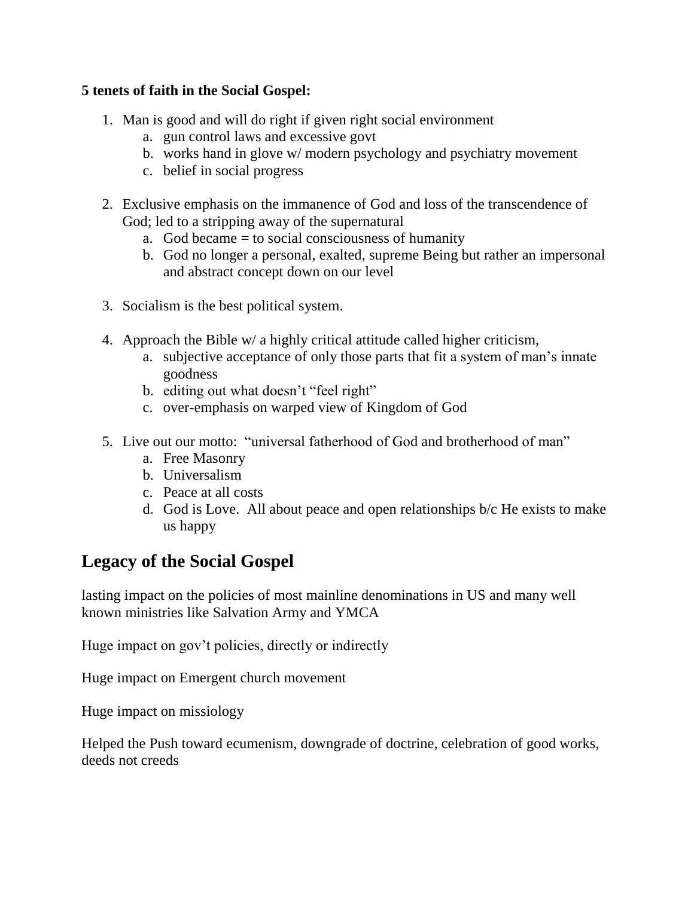**5 tenets of faith in the Social Gospel:**

1. Man is good and will do right if given right social environment
   a. gun control laws and excessive govt
   b. works hand in glove w/ modern psychology and psychiatry movement
   c. belief in social progress

2. Exclusive emphasis on the immanence of God and loss of the transcendence of God; led to a stripping away of the supernatural
   a. God became = to social consciousness of humanity
   b. God no longer a personal, exalted, supreme Being but rather an impersonal and abstract concept down on our level

3. Socialism is the best political system.

4. Approach the Bible w/ a highly critical attitude called higher criticism,
   a. subjective acceptance of only those parts that fit a system of man's innate goodness
   b. editing out what doesn't "feel right"
   c. over-emphasis on warped view of Kingdom of God

5. Live out our motto: "universal fatherhood of God and brotherhood of man"
   a. Free Masonry
   b. Universalism
   c. Peace at all costs
   d. God is Love. All about peace and open relationships b/c He exists to make us happy

## Legacy of the Social Gospel

lasting impact on the policies of most mainline denominations in US and many well known ministries like Salvation Army and YMCA

Huge impact on gov't policies, directly or indirectly

Huge impact on Emergent church movement

Huge impact on missiology

Helped the Push toward ecumenism, downgrade of doctrine, celebration of good works, deeds not creeds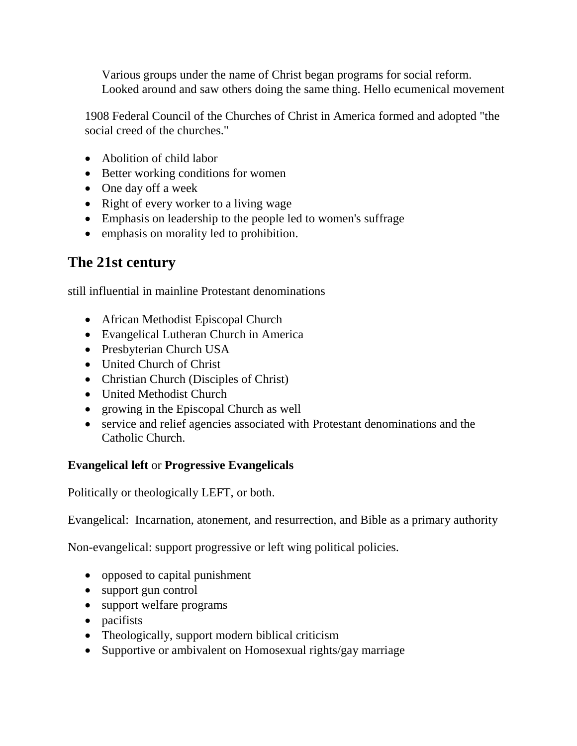Various groups under the name of Christ began programs for social reform. Looked around and saw others doing the same thing. Hello ecumenical movement

1908 Federal Council of the Churches of Christ in America formed and adopted "the social creed of the churches."

- Abolition of child labor
- Better working conditions for women
- One day off a week
- Right of every worker to a living wage
- Emphasis on leadership to the people led to women's suffrage
- emphasis on morality led to prohibition.

## The 21st century

still influential in mainline Protestant denominations

- African Methodist Episcopal Church
- Evangelical Lutheran Church in America
- Presbyterian Church USA
- United Church of Christ
- Christian Church (Disciples of Christ)
- United Methodist Church
- growing in the Episcopal Church as well
- service and relief agencies associated with Protestant denominations and the Catholic Church.

**Evangelical left** or **Progressive Evangelicals**

Politically or theologically LEFT, or both.

Evangelical: Incarnation, atonement, and resurrection, and Bible as a primary authority

Non-evangelical: support progressive or left wing political policies.

- opposed to capital punishment
- support gun control
- support welfare programs
- pacifists
- Theologically, support modern biblical criticism
- Supportive or ambivalent on Homosexual rights/gay marriage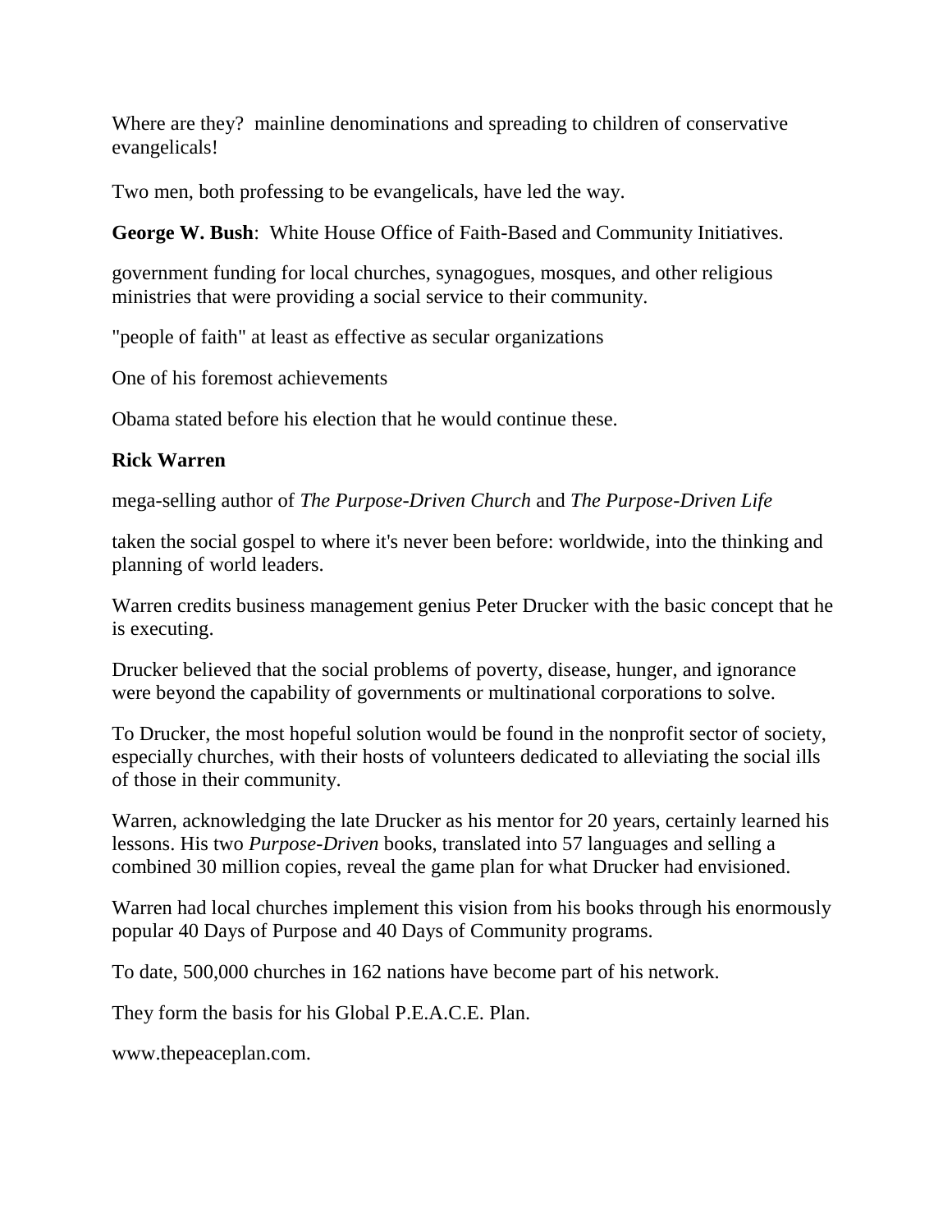Where are they? mainline denominations and spreading to children of conservative evangelicals!

Two men, both professing to be evangelicals, have led the way.

**George W. Bush**: White House Office of Faith-Based and Community Initiatives.

government funding for local churches, synagogues, mosques, and other religious ministries that were providing a social service to their community.

"people of faith" at least as effective as secular organizations

One of his foremost achievements

Obama stated before his election that he would continue these.

**Rick Warren**

mega-selling author of *The Purpose-Driven Church* and *The Purpose-Driven Life*

taken the social gospel to where it's never been before: worldwide, into the thinking and planning of world leaders.

Warren credits business management genius Peter Drucker with the basic concept that he is executing.

Drucker believed that the social problems of poverty, disease, hunger, and ignorance were beyond the capability of governments or multinational corporations to solve.

To Drucker, the most hopeful solution would be found in the nonprofit sector of society, especially churches, with their hosts of volunteers dedicated to alleviating the social ills of those in their community.

Warren, acknowledging the late Drucker as his mentor for 20 years, certainly learned his lessons. His two *Purpose-Driven* books, translated into 57 languages and selling a combined 30 million copies, reveal the game plan for what Drucker had envisioned.

Warren had local churches implement this vision from his books through his enormously popular 40 Days of Purpose and 40 Days of Community programs.

To date, 500,000 churches in 162 nations have become part of his network.

They form the basis for his Global P.E.A.C.E. Plan.

www.thepeaceplan.com.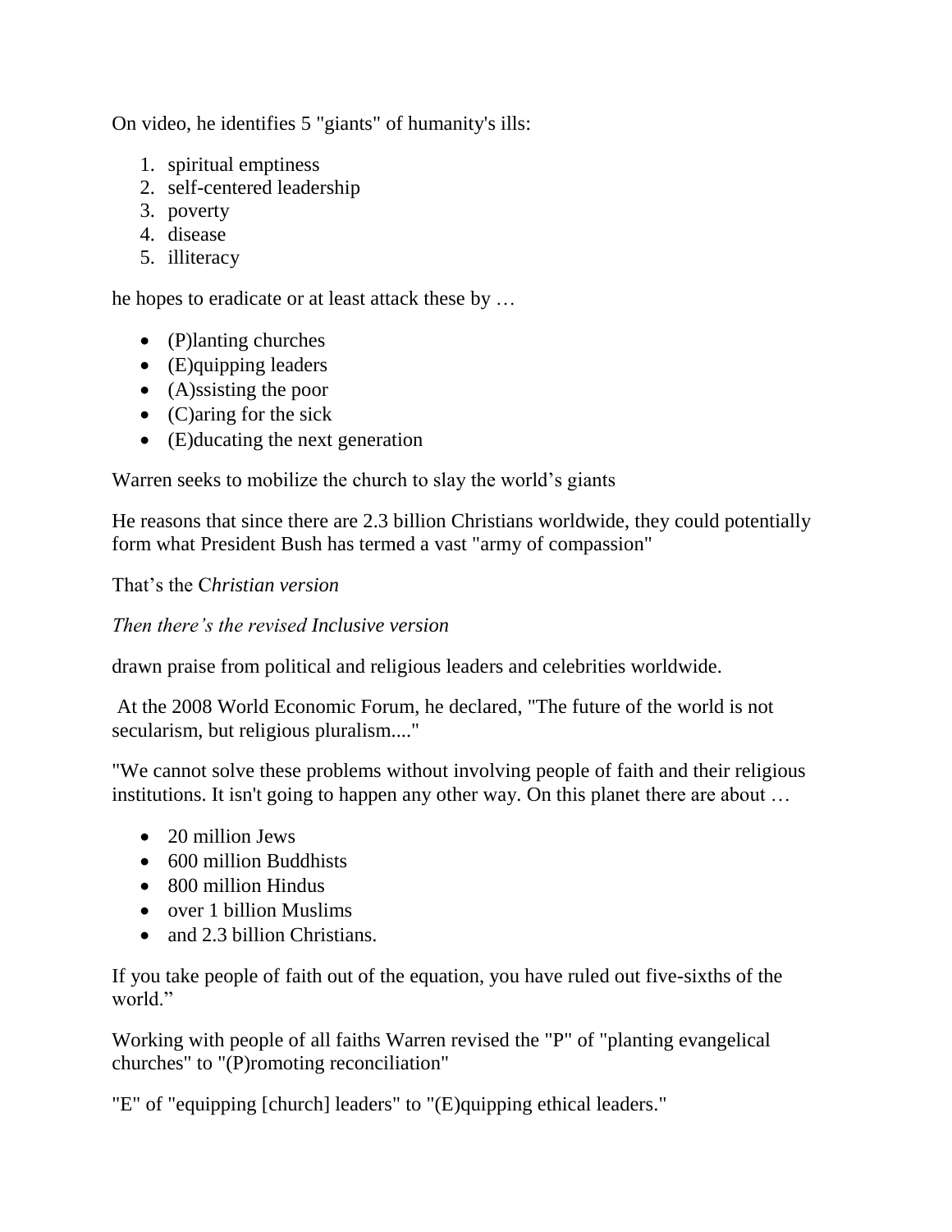On video, he identifies 5 "giants" of humanity's ills:

1. spiritual emptiness
2. self-centered leadership
3. poverty
4. disease
5. illiteracy

he hopes to eradicate or at least attack these by …

- (P)lanting churches
- (E)quipping leaders
- (A)ssisting the poor
- (C)aring for the sick
- (E)ducating the next generation

Warren seeks to mobilize the church to slay the world's giants

He reasons that since there are 2.3 billion Christians worldwide, they could potentially form what President Bush has termed a vast "army of compassion"

That's the C*hristian version*

*Then there's the revised Inclusive version*

drawn praise from political and religious leaders and celebrities worldwide.

At the 2008 World Economic Forum, he declared, "The future of the world is not secularism, but religious pluralism...."

"We cannot solve these problems without involving people of faith and their religious institutions. It isn't going to happen any other way. On this planet there are about …

- 20 million Jews
- 600 million Buddhists
- 800 million Hindus
- over 1 billion Muslims
- and 2.3 billion Christians.

If you take people of faith out of the equation, you have ruled out five-sixths of the world."

Working with people of all faiths Warren revised the "P" of "planting evangelical churches" to "(P)romoting reconciliation"

"E" of "equipping [church] leaders" to "(E)quipping ethical leaders."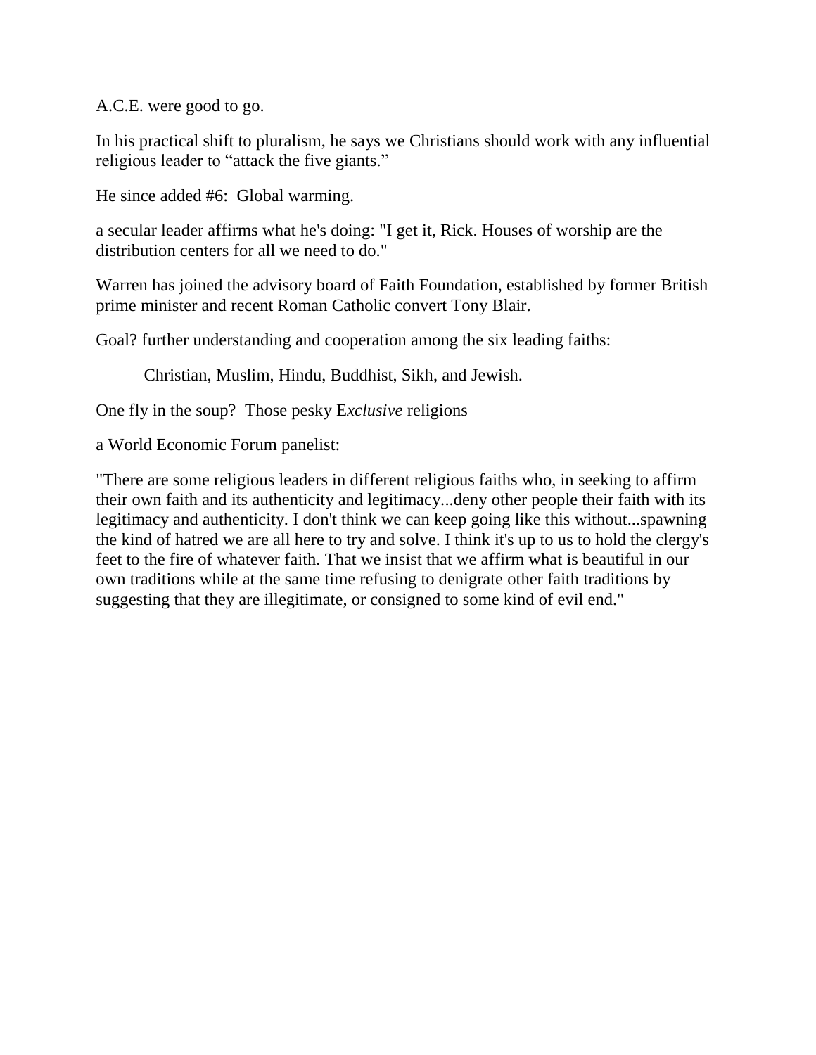A.C.E. were good to go.

In his practical shift to pluralism, he says we Christians should work with any influential religious leader to “attack the five giants.”

He since added #6: Global warming.

a secular leader affirms what he's doing: "I get it, Rick. Houses of worship are the distribution centers for all we need to do."

Warren has joined the advisory board of Faith Foundation, established by former British prime minister and recent Roman Catholic convert Tony Blair.

Goal? further understanding and cooperation among the six leading faiths:

> Christian, Muslim, Hindu, Buddhist, Sikh, and Jewish.

One fly in the soup? Those pesky E*xclusive* religions

a World Economic Forum panelist:

"There are some religious leaders in different religious faiths who, in seeking to affirm their own faith and its authenticity and legitimacy...deny other people their faith with its legitimacy and authenticity. I don't think we can keep going like this without...spawning the kind of hatred we are all here to try and solve. I think it's up to us to hold the clergy's feet to the fire of whatever faith. That we insist that we affirm what is beautiful in our own traditions while at the same time refusing to denigrate other faith traditions by suggesting that they are illegitimate, or consigned to some kind of evil end."